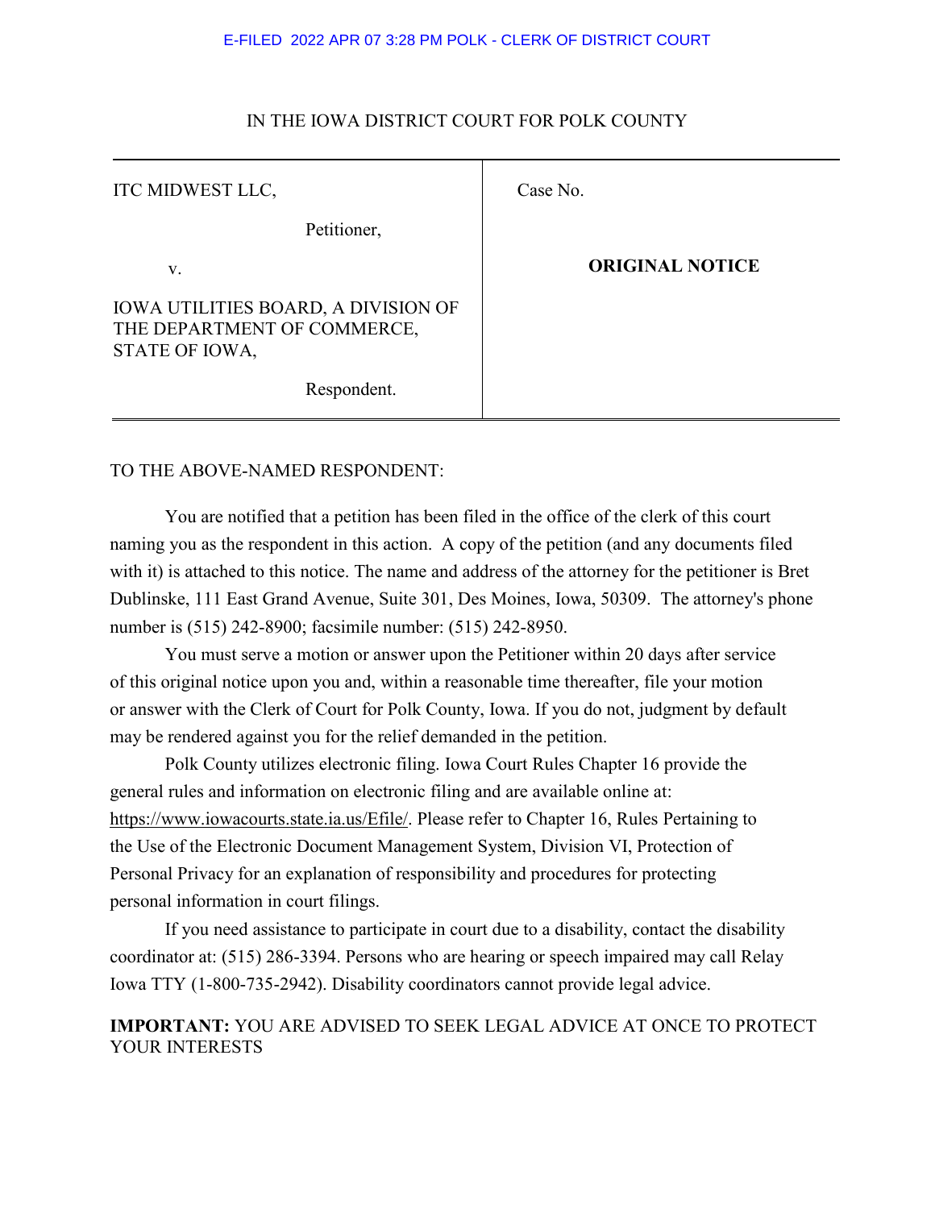E-FILED 2022 APR 07 3:28 PM POLK - CLERK OF DISTRICT COURT

IN THE IOWA DISTRICT COURT FOR POLK COUNTY

| | |
|---|---|
| ITC MIDWEST LLC,<br><br>Petitioner,<br><br>v.<br><br>IOWA UTILITIES BOARD, A DIVISION OF THE DEPARTMENT OF COMMERCE, STATE OF IOWA,<br><br>Respondent. | Case No.<br><br>**ORIGINAL NOTICE** |

TO THE ABOVE-NAMED RESPONDENT:

You are notified that a petition has been filed in the office of the clerk of this court naming you as the respondent in this action. A copy of the petition (and any documents filed with it) is attached to this notice. The name and address of the attorney for the petitioner is Bret Dublinske, 111 East Grand Avenue, Suite 301, Des Moines, Iowa, 50309. The attorney's phone number is (515) 242-8900; facsimile number: (515) 242-8950.

You must serve a motion or answer upon the Petitioner within 20 days after service of this original notice upon you and, within a reasonable time thereafter, file your motion or answer with the Clerk of Court for Polk County, Iowa. If you do not, judgment by default may be rendered against you for the relief demanded in the petition.

Polk County utilizes electronic filing. Iowa Court Rules Chapter 16 provide the general rules and information on electronic filing and are available online at: https://www.iowacourts.state.ia.us/Efile/. Please refer to Chapter 16, Rules Pertaining to the Use of the Electronic Document Management System, Division VI, Protection of Personal Privacy for an explanation of responsibility and procedures for protecting personal information in court filings.

If you need assistance to participate in court due to a disability, contact the disability coordinator at: (515) 286-3394. Persons who are hearing or speech impaired may call Relay Iowa TTY (1-800-735-2942). Disability coordinators cannot provide legal advice.

**IMPORTANT:** YOU ARE ADVISED TO SEEK LEGAL ADVICE AT ONCE TO PROTECT YOUR INTERESTS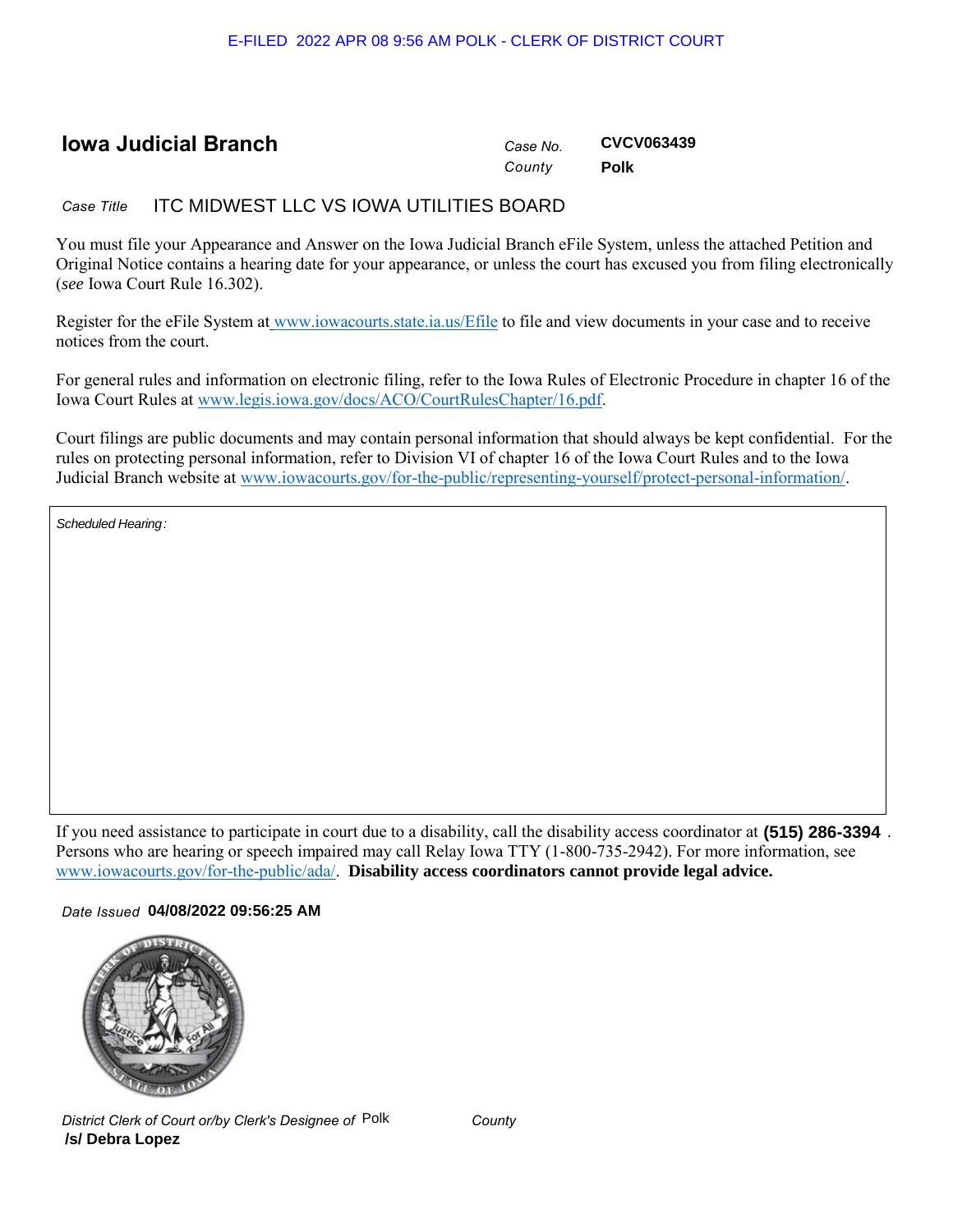E-FILED 2022 APR 08 9:56 AM POLK - CLERK OF DISTRICT COURT

**Iowa Judicial Branch**

*Case No.* **CVCV063439**
*County* **Polk**

*Case Title* ITC MIDWEST LLC VS IOWA UTILITIES BOARD

You must file your Appearance and Answer on the Iowa Judicial Branch eFile System, unless the attached Petition and Original Notice contains a hearing date for your appearance, or unless the court has excused you from filing electronically (*see* Iowa Court Rule 16.302).

Register for the eFile System at www.iowacourts.state.ia.us/Efile to file and view documents in your case and to receive notices from the court.

For general rules and information on electronic filing, refer to the Iowa Rules of Electronic Procedure in chapter 16 of the Iowa Court Rules at www.legis.iowa.gov/docs/ACO/CourtRulesChapter/16.pdf.

Court filings are public documents and may contain personal information that should always be kept confidential. For the rules on protecting personal information, refer to Division VI of chapter 16 of the Iowa Court Rules and to the Iowa Judicial Branch website at www.iowacourts.gov/for-the-public/representing-yourself/protect-personal-information/.

*Scheduled Hearing:*

If you need assistance to participate in court due to a disability, call the disability access coordinator at **(515) 286-3394** . Persons who are hearing or speech impaired may call Relay Iowa TTY (1-800-735-2942). For more information, see www.iowacourts.gov/for-the-public/ada/. **Disability access coordinators cannot provide legal advice.**

*Date Issued* **04/08/2022 09:56:25 AM**

*District Clerk of Court or/by Clerk's Designee of* Polk *County*
**/s/ Debra Lopez**